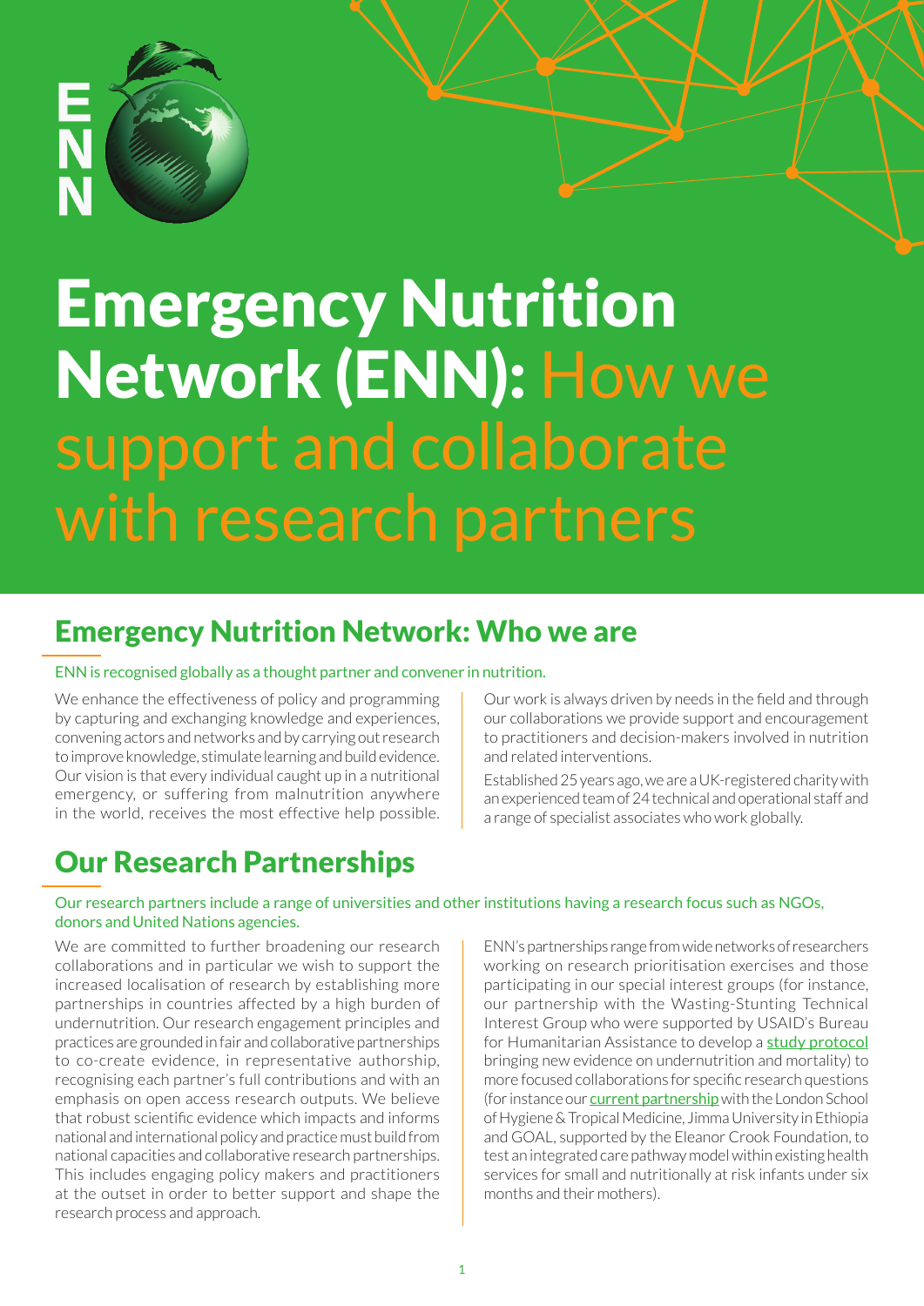# Emergency Nutrition Network (ENN): How we support and collaborate with research partners

## Emergency Nutrition Network: Who we are

ENN is recognised globally as a thought partner and convener in nutrition.

We enhance the effectiveness of policy and programming by capturing and exchanging knowledge and experiences, convening actors and networks and by carrying out research to improve knowledge, stimulate learning and build evidence. Our vision is that every individual caught up in a nutritional emergency, or suffering from malnutrition anywhere in the world, receives the most effective help possible.

Our work is always driven by needs in the field and through our collaborations we provide support and encouragement to practitioners and decision-makers involved in nutrition and related interventions.

Established 25 years ago, we are a UK-registered charity with an experienced team of 24 technical and operational staff and a range of specialist associates who work globally.

## Our Research Partnerships

Our research partners include a range of universities and other institutions having a research focus such as NGOs, donors and United Nations agencies.

We are committed to further broadening our research collaborations and in particular we wish to support the increased localisation of research by establishing more partnerships in countries affected by a high burden of undernutrition. Our research engagement principles and practices are grounded in fair and collaborative partnerships to co-create evidence, in representative authorship, recognising each partner's full contributions and with an emphasis on open access research outputs. We believe that robust scientific evidence which impacts and informs national and international policy and practice must build from national capacities and collaborative research partnerships. This includes engaging policy makers and practitioners at the outset in order to better support and shape the research process and approach.

ENN's partnerships range from wide networks of researchers working on research prioritisation exercises and those participating in our special interest groups (for instance, our partnership with the Wasting-Stunting Technical Interest Group who were supported by USAID's Bureau for Humanitarian Assistance to develop a study protocol bringing new evidence on undernutrition and mortality) to more focused collaborations for specific research questions (for instance our current partnership with the London School of Hygiene & Tropical Medicine, Jimma University in Ethiopia and GOAL, supported by the Eleanor Crook Foundation, to test an integrated care pathway model within existing health services for small and nutritionally at risk infants under six months and their mothers).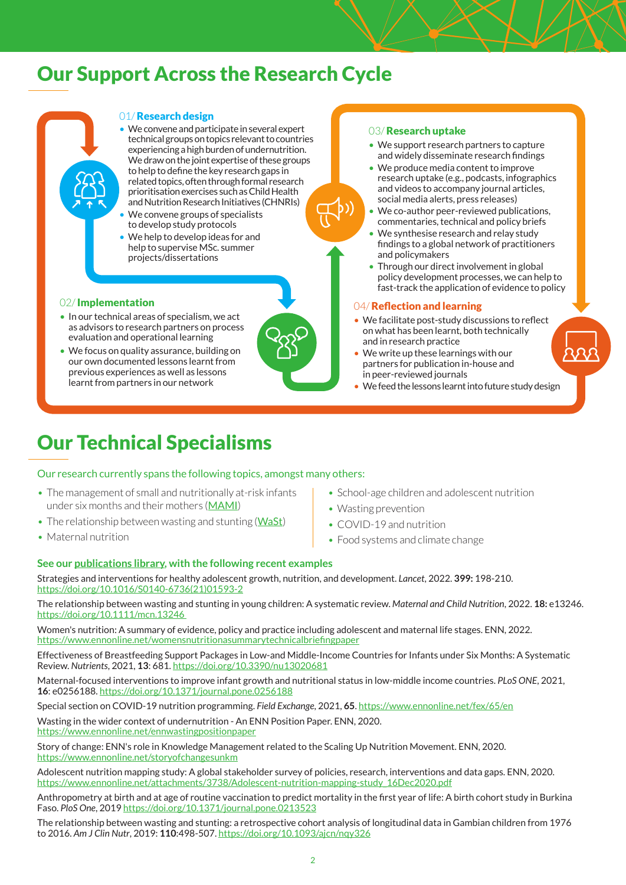# Our Support Across the Research Cycle

### 01/ Research design

- We convene and participate in several expert technical groups on topics relevant to countries experiencing a high burden of undernutrition. We draw on the joint expertise of these groups to help to define the key research gaps in related topics, often through formal research prioritisation exercises such as Child Health and Nutrition Research Initiatives (CHNRIs)
- We convene groups of specialists to develop study protocols
- We help to develop ideas for and help to supervise MSc. summer projects/dissertations

### 02/ Implementation

- In our technical areas of specialism, we act as advisors to research partners on process evaluation and operational learning
- We focus on quality assurance, building on our own documented lessons learnt from previous experiences as well as lessons learnt from partners in our network

### 03/ Research uptake

- We support research partners to capture and widely disseminate research findings
- We produce media content to improve research uptake (e.g., podcasts, infographics and videos to accompany journal articles, social media alerts, press releases)
- We co-author peer-reviewed publications, commentaries, technical and policy briefs
- We synthesise research and relay study findings to a global network of practitioners and policymakers
- Through our direct involvement in global policy development processes, we can help to fast-track the application of evidence to policy

### 04/ Reflection and learning

- We facilitate post-study discussions to reflect on what has been learnt, both technically and in research practice
- We write up these learnings with our partners for publication in-house and in peer-reviewed journals
- We feed the lessons learnt into future study design

# Our Technical Specialisms

Our research currently spans the following topics, amongst many others:

- The management of small and nutritionally at-risk infants under six months and their mothers (MAMI)
- The relationship between wasting and stunting (WaSt)
- Maternal nutrition
- School-age children and adolescent nutrition
- Wasting prevention
- COVID-19 and nutrition
- Food systems and climate change

### See our publications library, with the following recent examples

Strategies and interventions for healthy adolescent growth, nutrition, and development. *Lancet*, 2022. **399:** 198-210. https://doi.org/10.1016/S0140-6736(21)01593-2

The relationship between wasting and stunting in young children: A systematic review. *Maternal and Child Nutrition*, 2022. **18:** e13246. https://doi.org/10.1111/mcn.13246

Women's nutrition: A summary of evidence, policy and practice including adolescent and maternal life stages. ENN, 2022. https://www.ennonline.net/womensnutritionasummarytechnicalbriefingpaper

Effectiveness of Breastfeeding Support Packages in Low-and Middle-Income Countries for Infants under Six Months: A Systematic Review. *Nutrients*, 2021, **13**: 681. https://doi.org/10.3390/nu13020681

Maternal-focused interventions to improve infant growth and nutritional status in low-middle income countries. *PLoS ONE*, 2021, **16**: e0256188. https://doi.org/10.1371/journal.pone.0256188

Special section on COVID-19 nutrition programming. *Field Exchange*, 2021, **65**. https://www.ennonline.net/fex/65/en

Wasting in the wider context of undernutrition - An ENN Position Paper. ENN, 2020. https://www.ennonline.net/ennwastingpositionpaper

Story of change: ENN's role in Knowledge Management related to the Scaling Up Nutrition Movement. ENN, 2020. https://www.ennonline.net/storyofchangesunkm

Adolescent nutrition mapping study: A global stakeholder survey of policies, research, interventions and data gaps. ENN, 2020. https://www.ennonline.net/attachments/3738/Adolescent-nutrition-mapping-study_16Dec2020.pdf

Anthropometry at birth and at age of routine vaccination to predict mortality in the first year of life: A birth cohort study in Burkina Faso. *PloS One*, 2019 https://doi.org/10.1371/journal.pone.0213523

The relationship between wasting and stunting: a retrospective cohort analysis of longitudinal data in Gambian children from 1976 to 2016. *Am J Clin Nutr*, 2019: **110**:498-507. https://doi.org/10.1093/ajcn/nqy326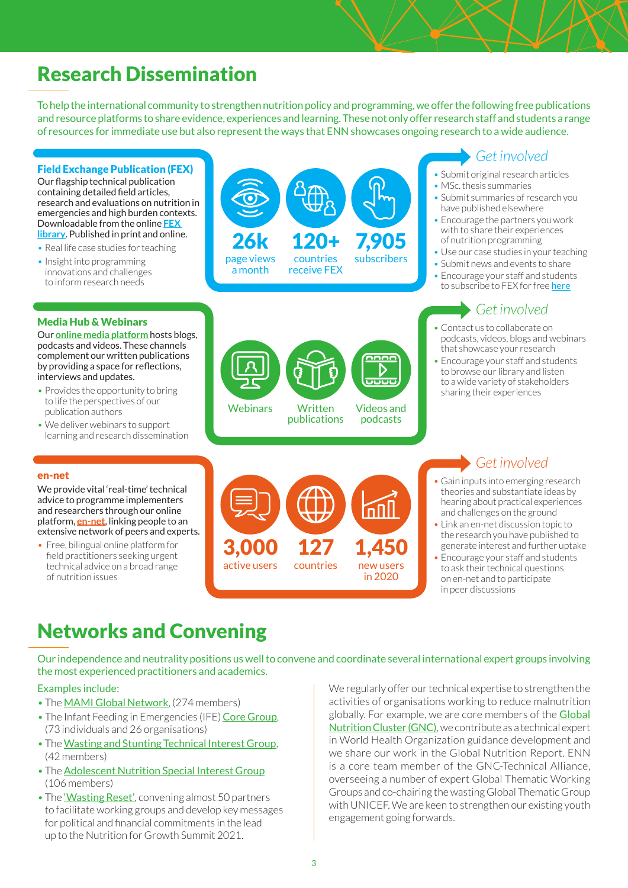# Research Dissemination

To help the international community to strengthen nutrition policy and programming, we offer the following free publications and resource platforms to share evidence, experiences and learning. These not only offer research staff and students a range of resources for immediate use but also represent the ways that ENN showcases ongoing research to a wide audience.

### Field Exchange Publication (FEX)

Our flagship technical publication containing detailed field articles, research and evaluations on nutrition in emergencies and high burden contexts. Downloadable from the online FEX library. Published in print and online.

- Real life case studies for teaching
- Insight into programming innovations and challenges to inform research needs

**26k** page views a month

**120+** countries receive FEX

**7,905** subscribers

*Get involved*

- Submit original research articles
- MSc. thesis summaries
- Submit summaries of research you have published elsewhere
- Encourage the partners you work with to share their experiences of nutrition programming
- Use our case studies in your teaching
- Submit news and events to share
- Encourage your staff and students to subscribe to FEX for free here

### Media Hub & Webinars

Our online media platform hosts blogs, podcasts and videos. These channels complement our written publications by providing a space for reflections, interviews and updates.

- Provides the opportunity to bring to life the perspectives of our publication authors
- We deliver webinars to support learning and research dissemination

Webinars

Written publications

Videos and podcasts

*Get involved*

- Contact us to collaborate on podcasts, videos, blogs and webinars that showcase your research
- Encourage your staff and students to browse our library and listen to a wide variety of stakeholders sharing their experiences

### en-net

We provide vital 'real-time' technical advice to programme implementers and researchers through our online platform, en-net, linking people to an extensive network of peers and experts.

- Free, bilingual online platform for field practitioners seeking urgent technical advice on a broad range of nutrition issues

**3,000** active users

**127** countries

**1,450** new users in 2020

*Get involved*

- Gain inputs into emerging research theories and substantiate ideas by hearing about practical experiences and challenges on the ground
- Link an en-net discussion topic to the research you have published to generate interest and further uptake
- Encourage your staff and students to ask their technical questions on en-net and to participate in peer discussions

# Networks and Convening

Our independence and neutrality positions us well to convene and coordinate several international expert groups involving the most experienced practitioners and academics.

Examples include:

- The MAMI Global Network, (274 members)
- The Infant Feeding in Emergencies (IFE) Core Group, (73 individuals and 26 organisations)
- The Wasting and Stunting Technical Interest Group, (42 members)
- The Adolescent Nutrition Special Interest Group (106 members)
- The 'Wasting Reset', convening almost 50 partners to facilitate working groups and develop key messages for political and financial commitments in the lead up to the Nutrition for Growth Summit 2021.

We regularly offer our technical expertise to strengthen the activities of organisations working to reduce malnutrition globally. For example, we are core members of the Global Nutrition Cluster (GNC), we contribute as a technical expert in World Health Organization guidance development and we share our work in the Global Nutrition Report. ENN is a core team member of the GNC-Technical Alliance, overseeing a number of expert Global Thematic Working Groups and co-chairing the wasting Global Thematic Group with UNICEF. We are keen to strengthen our existing youth engagement going forwards.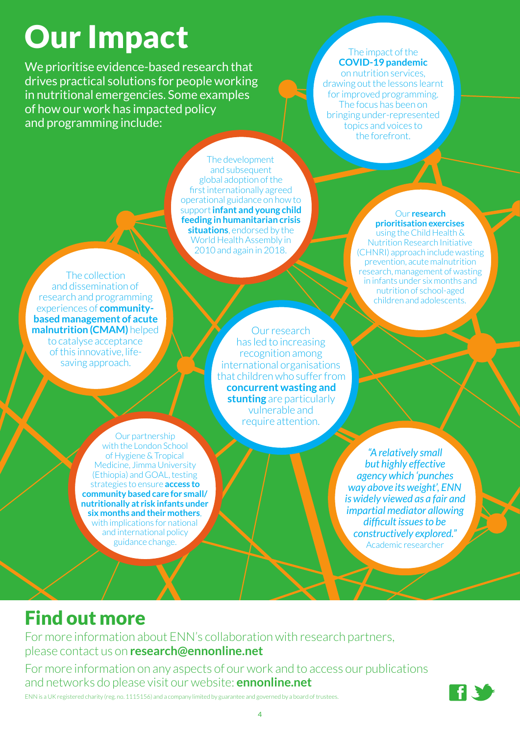# Our Impact

We prioritise evidence-based research that drives practical solutions for people working in nutritional emergencies. Some examples of how our work has impacted policy and programming include:

The impact of the **COVID-19 pandemic** on nutrition services, drawing out the lessons learnt for improved programming. The focus has been on bringing under-represented topics and voices to the forefront.

The development and subsequent global adoption of the first internationally agreed operational guidance on how to support **infant and young child feeding in humanitarian crisis situations**, endorsed by the World Health Assembly in 2010 and again in 2018.

Our **research prioritisation exercises** using the Child Health & Nutrition Research Initiative (CHNRI) approach include wasting prevention, acute malnutrition research, management of wasting in infants under six months and nutrition of school-aged children and adolescents.

The collection and dissemination of research and programming experiences of **community-based management of acute malnutrition (CMAM)** helped to catalyse acceptance of this innovative, life-saving approach.

Our research has led to increasing recognition among international organisations that children who suffer from **concurrent wasting and stunting** are particularly vulnerable and require attention.

Our partnership with the London School of Hygiene & Tropical Medicine, Jimma University (Ethiopia) and GOAL, testing strategies to ensure **access to community based care for small/ nutritionally at risk infants under six months and their mothers**, with implications for national and international policy guidance change.

*"A relatively small but highly effective agency which 'punches way above its weight', ENN is widely viewed as a fair and impartial mediator allowing difficult issues to be constructively explored."*
Academic researcher

## Find out more

For more information about ENN's collaboration with research partners, please contact us on **research@ennonline.net**

For more information on any aspects of our work and to access our publications and networks do please visit our website: **ennonline.net**

ENN is a UK registered charity (reg. no. 1115156) and a company limited by guarantee and governed by a board of trustees.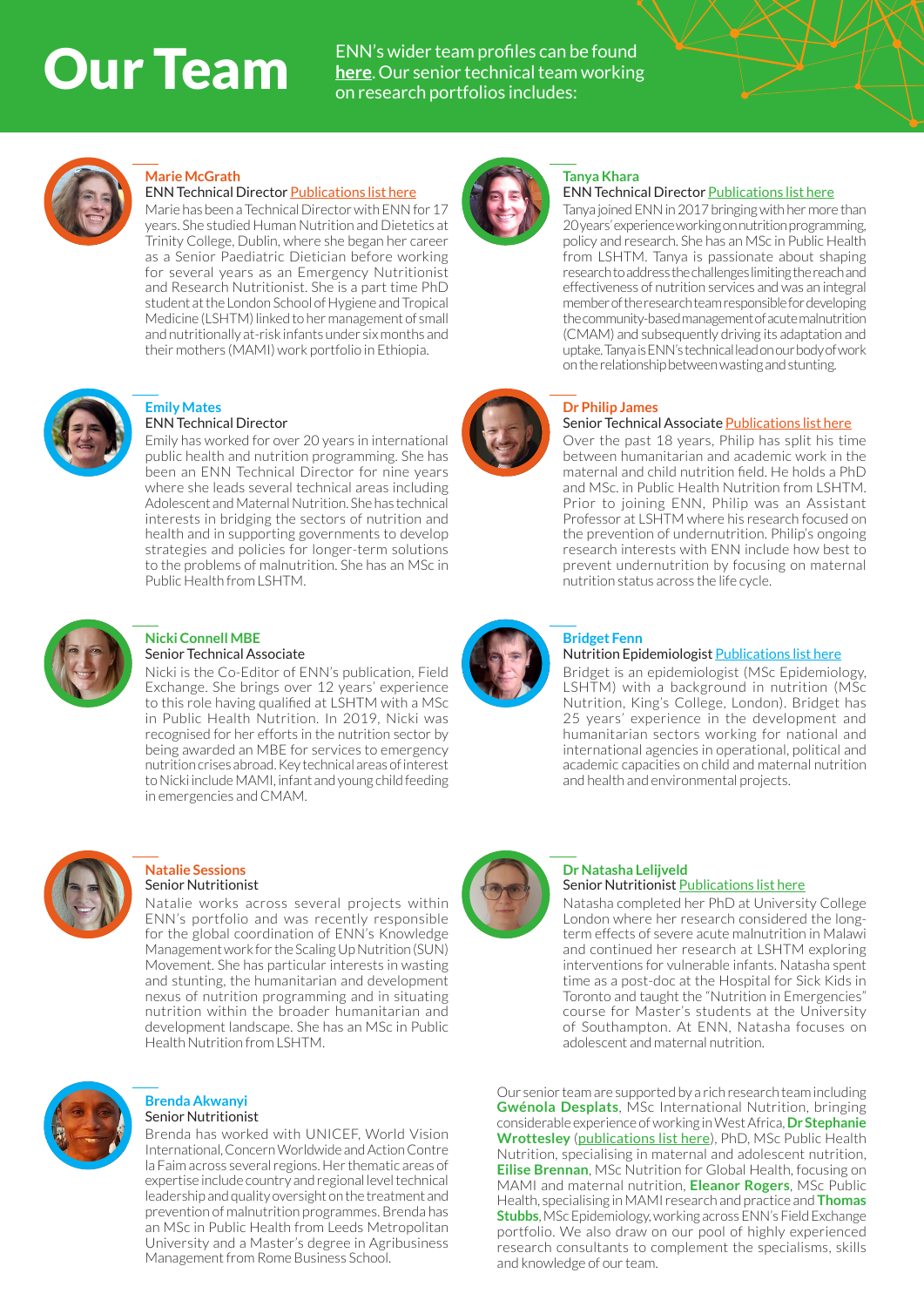# Our Team

ENN's wider team profiles can be found **here**. Our senior technical team working on research portfolios includes:

### Marie McGrath

ENN Technical Director Publications list here

Marie has been a Technical Director with ENN for 17 years. She studied Human Nutrition and Dietetics at Trinity College, Dublin, where she began her career as a Senior Paediatric Dietician before working for several years as an Emergency Nutritionist and Research Nutritionist. She is a part time PhD student at the London School of Hygiene and Tropical Medicine (LSHTM) linked to her management of small and nutritionally at-risk infants under six months and their mothers (MAMI) work portfolio in Ethiopia.

### Emily Mates

ENN Technical Director

Emily has worked for over 20 years in international public health and nutrition programming. She has been an ENN Technical Director for nine years where she leads several technical areas including Adolescent and Maternal Nutrition. She has technical interests in bridging the sectors of nutrition and health and in supporting governments to develop strategies and policies for longer-term solutions to the problems of malnutrition. She has an MSc in Public Health from LSHTM.

### Nicki Connell MBE

Senior Technical Associate

Nicki is the Co-Editor of ENN's publication, Field Exchange. She brings over 12 years' experience to this role having qualified at LSHTM with a MSc in Public Health Nutrition. In 2019, Nicki was recognised for her efforts in the nutrition sector by being awarded an MBE for services to emergency nutrition crises abroad. Key technical areas of interest to Nicki include MAMI, infant and young child feeding in emergencies and CMAM.

### Natalie Sessions

Senior Nutritionist

Natalie works across several projects within ENN's portfolio and was recently responsible for the global coordination of ENN's Knowledge Management work for the Scaling Up Nutrition (SUN) Movement. She has particular interests in wasting and stunting, the humanitarian and development nexus of nutrition programming and in situating nutrition within the broader humanitarian and development landscape. She has an MSc in Public Health Nutrition from LSHTM.

### Brenda Akwanyi

Senior Nutritionist

Brenda has worked with UNICEF, World Vision International, Concern Worldwide and Action Contre la Faim across several regions. Her thematic areas of expertise include country and regional level technical leadership and quality oversight on the treatment and prevention of malnutrition programmes. Brenda has an MSc in Public Health from Leeds Metropolitan University and a Master's degree in Agribusiness Management from Rome Business School.

### Tanya Khara

ENN Technical Director Publications list here

Tanya joined ENN in 2017 bringing with her more than 20 years' experience working on nutrition programming, policy and research. She has an MSc in Public Health from LSHTM. Tanya is passionate about shaping research to address the challenges limiting the reach and effectiveness of nutrition services and was an integral member of the research team responsible for developing the community-based management of acute malnutrition (CMAM) and subsequently driving its adaptation and uptake. Tanya is ENN's technical lead on our body of work on the relationship between wasting and stunting.

### Dr Philip James

Senior Technical Associate Publications list here

Over the past 18 years, Philip has split his time between humanitarian and academic work in the maternal and child nutrition field. He holds a PhD and MSc. in Public Health Nutrition from LSHTM. Prior to joining ENN, Philip was an Assistant Professor at LSHTM where his research focused on the prevention of undernutrition. Philip's ongoing research interests with ENN include how best to prevent undernutrition by focusing on maternal nutrition status across the life cycle.

### Bridget Fenn

Nutrition Epidemiologist Publications list here

Bridget is an epidemiologist (MSc Epidemiology, LSHTM) with a background in nutrition (MSc Nutrition, King's College, London). Bridget has 25 years' experience in the development and humanitarian sectors working for national and international agencies in operational, political and academic capacities on child and maternal nutrition and health and environmental projects.

### Dr Natasha Lelijveld

Senior Nutritionist Publications list here

Natasha completed her PhD at University College London where her research considered the long-term effects of severe acute malnutrition in Malawi and continued her research at LSHTM exploring interventions for vulnerable infants. Natasha spent time as a post-doc at the Hospital for Sick Kids in Toronto and taught the "Nutrition in Emergencies" course for Master's students at the University of Southampton. At ENN, Natasha focuses on adolescent and maternal nutrition.

Our senior team are supported by a rich research team including **Gwénola Desplats**, MSc International Nutrition, bringing considerable experience of working in West Africa, **Dr Stephanie Wrottesley** (publications list here), PhD, MSc Public Health Nutrition, specialising in maternal and adolescent nutrition, **Eilise Brennan**, MSc Nutrition for Global Health, focusing on MAMI and maternal nutrition, **Eleanor Rogers**, MSc Public Health, specialising in MAMI research and practice and **Thomas Stubbs**, MSc Epidemiology, working across ENN's Field Exchange portfolio. We also draw on our pool of highly experienced research consultants to complement the specialisms, skills and knowledge of our team.